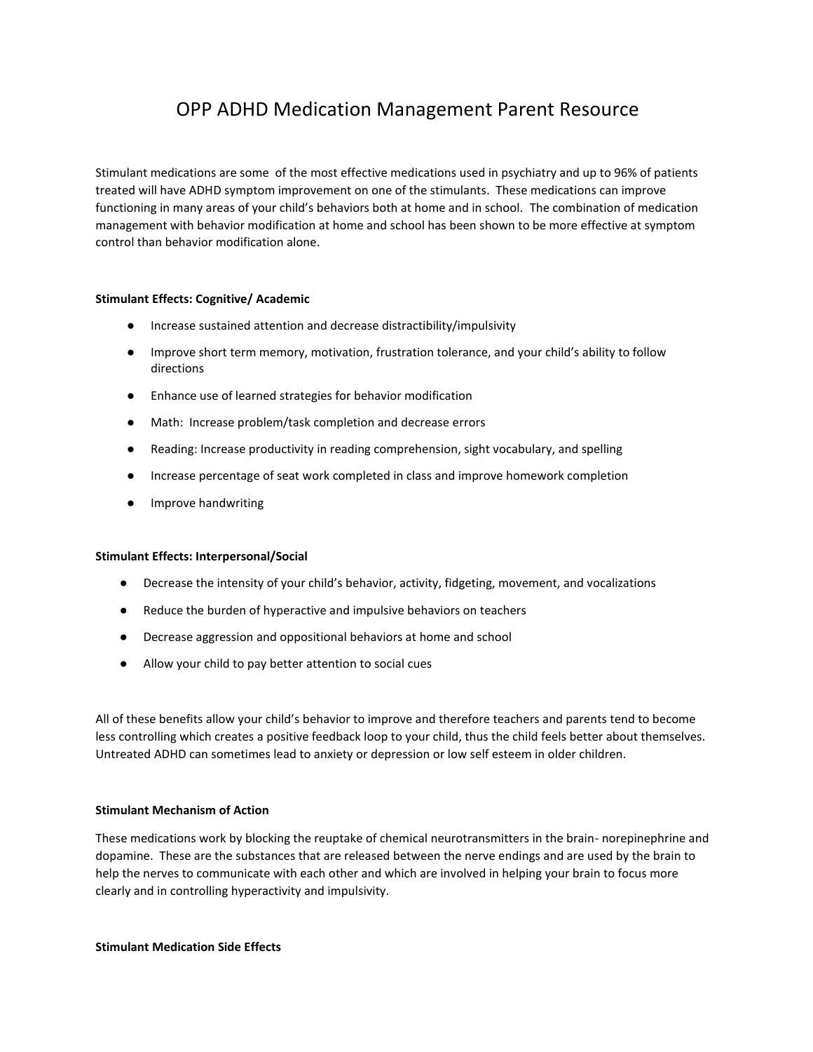# OPP ADHD Medication Management Parent Resource

Stimulant medications are some of the most effective medications used in psychiatry and up to 96% of patients treated will have ADHD symptom improvement on one of the stimulants. These medications can improve functioning in many areas of your child's behaviors both at home and in school. The combination of medication management with behavior modification at home and school has been shown to be more effective at symptom control than behavior modification alone.

**Stimulant Effects: Cognitive/ Academic**

- Increase sustained attention and decrease distractibility/impulsivity
- Improve short term memory, motivation, frustration tolerance, and your child's ability to follow directions
- Enhance use of learned strategies for behavior modification
- Math: Increase problem/task completion and decrease errors
- Reading: Increase productivity in reading comprehension, sight vocabulary, and spelling
- Increase percentage of seat work completed in class and improve homework completion
- Improve handwriting

**Stimulant Effects: Interpersonal/Social**

- Decrease the intensity of your child's behavior, activity, fidgeting, movement, and vocalizations
- Reduce the burden of hyperactive and impulsive behaviors on teachers
- Decrease aggression and oppositional behaviors at home and school
- Allow your child to pay better attention to social cues

All of these benefits allow your child's behavior to improve and therefore teachers and parents tend to become less controlling which creates a positive feedback loop to your child, thus the child feels better about themselves. Untreated ADHD can sometimes lead to anxiety or depression or low self esteem in older children.

**Stimulant Mechanism of Action**

These medications work by blocking the reuptake of chemical neurotransmitters in the brain- norepinephrine and dopamine. These are the substances that are released between the nerve endings and are used by the brain to help the nerves to communicate with each other and which are involved in helping your brain to focus more clearly and in controlling hyperactivity and impulsivity.

**Stimulant Medication Side Effects**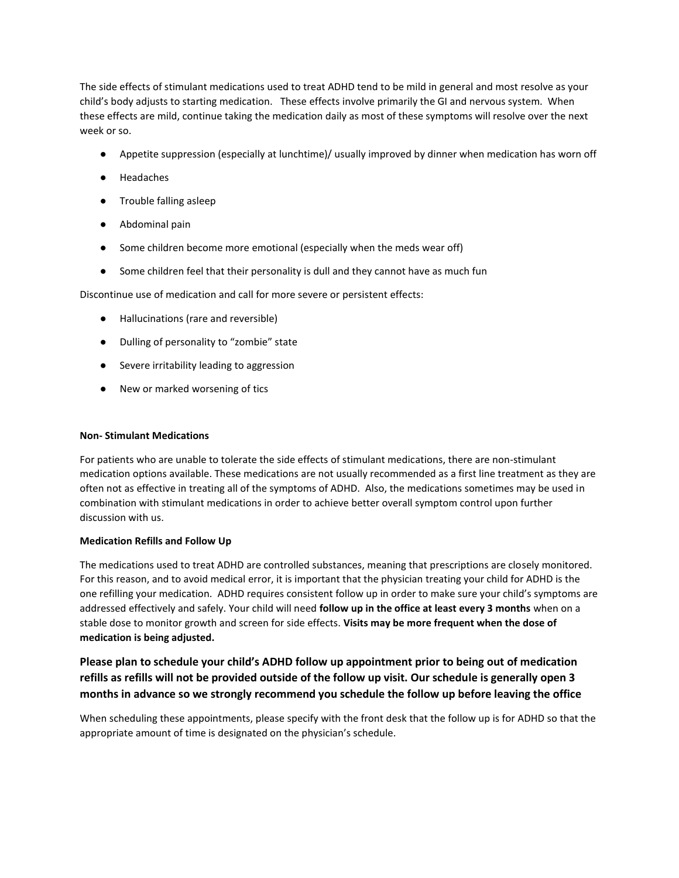The side effects of stimulant medications used to treat ADHD tend to be mild in general and most resolve as your child's body adjusts to starting medication. These effects involve primarily the GI and nervous system. When these effects are mild, continue taking the medication daily as most of these symptoms will resolve over the next week or so.

- Appetite suppression (especially at lunchtime)/ usually improved by dinner when medication has worn off
- Headaches
- Trouble falling asleep
- Abdominal pain
- Some children become more emotional (especially when the meds wear off)
- Some children feel that their personality is dull and they cannot have as much fun

Discontinue use of medication and call for more severe or persistent effects:

- Hallucinations (rare and reversible)
- Dulling of personality to "zombie" state
- Severe irritability leading to aggression
- New or marked worsening of tics

**Non- Stimulant Medications**

For patients who are unable to tolerate the side effects of stimulant medications, there are non-stimulant medication options available. These medications are not usually recommended as a first line treatment as they are often not as effective in treating all of the symptoms of ADHD. Also, the medications sometimes may be used in combination with stimulant medications in order to achieve better overall symptom control upon further discussion with us.

**Medication Refills and Follow Up**

The medications used to treat ADHD are controlled substances, meaning that prescriptions are closely monitored. For this reason, and to avoid medical error, it is important that the physician treating your child for ADHD is the one refilling your medication. ADHD requires consistent follow up in order to make sure your child's symptoms are addressed effectively and safely. Your child will need **follow up in the office at least every 3 months** when on a stable dose to monitor growth and screen for side effects. **Visits may be more frequent when the dose of medication is being adjusted.**

### Please plan to schedule your child's ADHD follow up appointment prior to being out of medication refills as refills will not be provided outside of the follow up visit. Our schedule is generally open 3 months in advance so we strongly recommend you schedule the follow up before leaving the office

When scheduling these appointments, please specify with the front desk that the follow up is for ADHD so that the appropriate amount of time is designated on the physician's schedule.